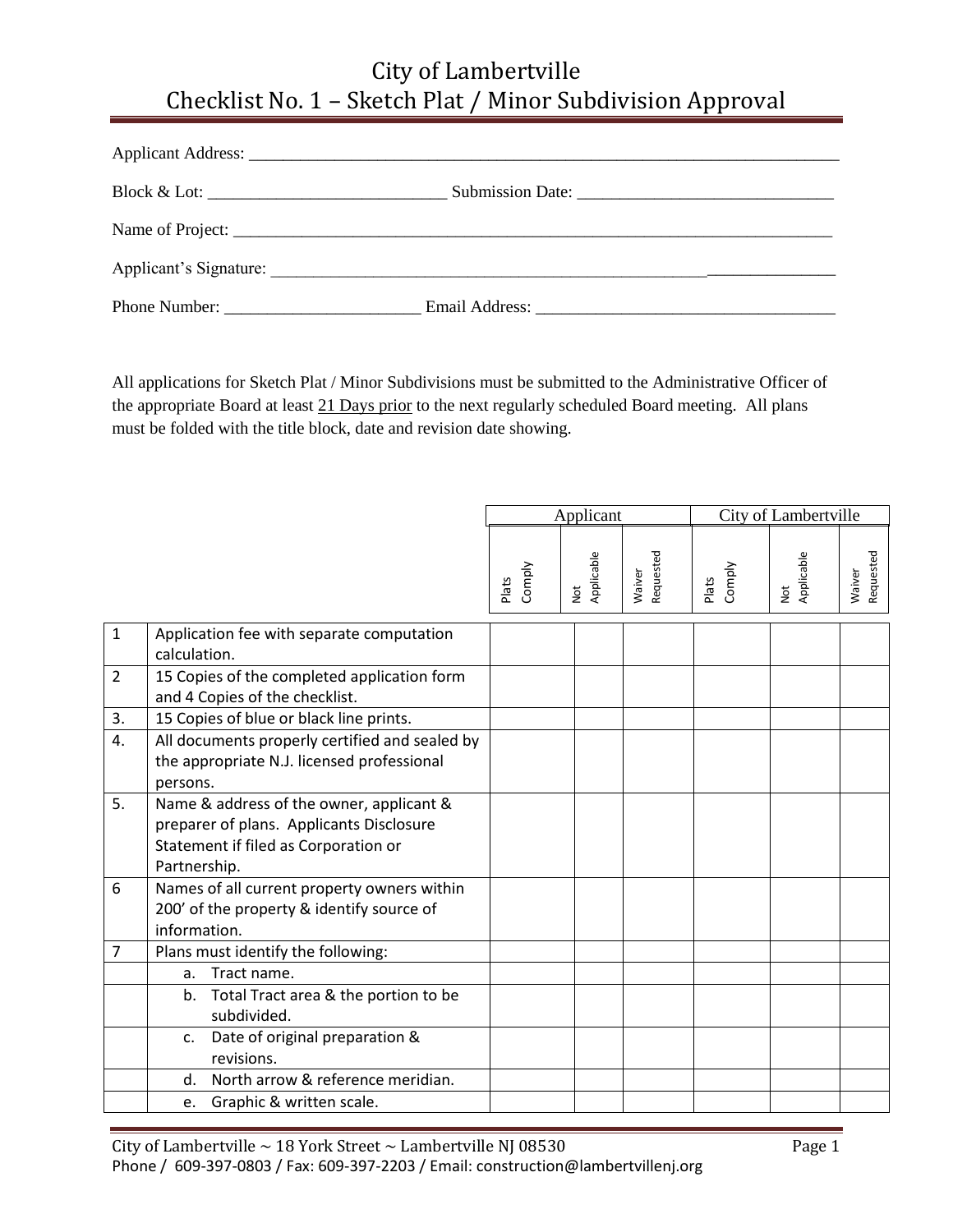# City of Lambertville
# Checklist No. 1 – Sketch Plat / Minor Subdivision Approval

Applicant Address: ___________________________________________________________________________

Block & Lot: ____________________________ Submission Date: ______________________________

Name of Project: _________________________________________________________________________

Applicant's Signature: _____________________________________________________________________

Phone Number: _______________________ Email Address: ___________________________________

All applications for Sketch Plat / Minor Subdivisions must be submitted to the Administrative Officer of the appropriate Board at least 21 Days prior to the next regularly scheduled Board meeting. All plans must be folded with the title block, date and revision date showing.

| | | Applicant | | | City of Lambertville | | |
|---|---|---|---|---|---|---|---|
| | | Plats Comply | Not Applicable | Waiver Requested | Plats Comply | Not Applicable | Waiver Requested |
| 1 | Application fee with separate computation calculation. | | | | | | |
| 2 | 15 Copies of the completed application form and 4 Copies of the checklist. | | | | | | |
| 3. | 15 Copies of blue or black line prints. | | | | | | |
| 4. | All documents properly certified and sealed by the appropriate N.J. licensed professional persons. | | | | | | |
| 5. | Name & address of the owner, applicant & preparer of plans. Applicants Disclosure Statement if filed as Corporation or Partnership. | | | | | | |
| 6 | Names of all current property owners within 200' of the property & identify source of information. | | | | | | |
| 7 | Plans must identify the following: | | | | | | |
| | a. Tract name. | | | | | | |
| | b. Total Tract area & the portion to be subdivided. | | | | | | |
| | c. Date of original preparation & revisions. | | | | | | |
| | d. North arrow & reference meridian. | | | | | | |
| | e. Graphic & written scale. | | | | | | |

City of Lambertville ~ 18 York Street ~ Lambertville NJ 08530
Phone / 609-397-0803 / Fax: 609-397-2203 / Email: construction@lambertvillenj.org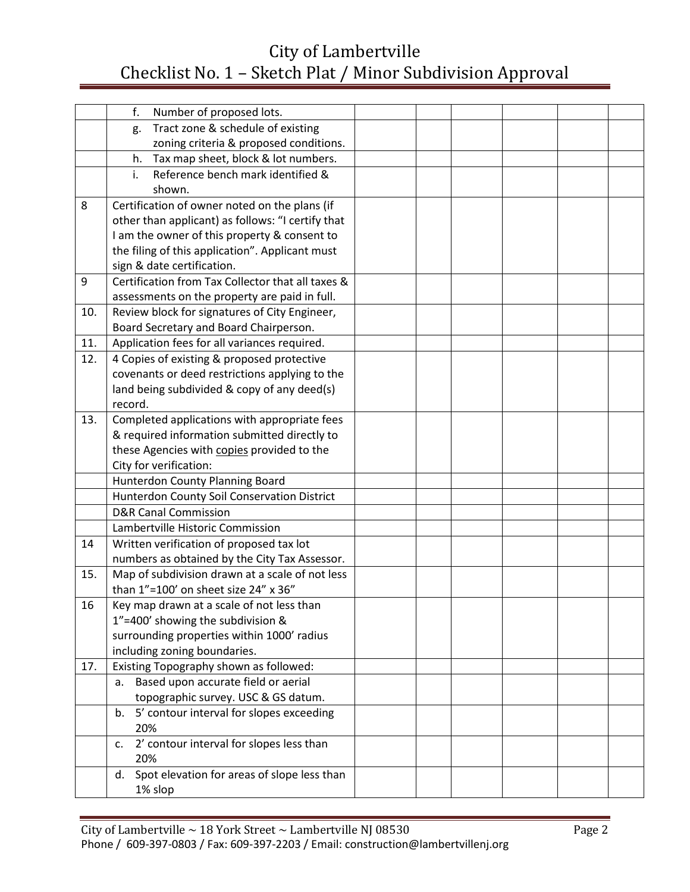# City of Lambertville
## Checklist No. 1 – Sketch Plat / Minor Subdivision Approval

| | | | | | | | |
|---|---|---|---|---|---|---|---|
| | f. Number of proposed lots. | | | | | | |
| | g. Tract zone & schedule of existing zoning criteria & proposed conditions. | | | | | | |
| | h. Tax map sheet, block & lot numbers. | | | | | | |
| | i. Reference bench mark identified & shown. | | | | | | |
| 8 | Certification of owner noted on the plans (if other than applicant) as follows: "I certify that I am the owner of this property & consent to the filing of this application". Applicant must sign & date certification. | | | | | | |
| 9 | Certification from Tax Collector that all taxes & assessments on the property are paid in full. | | | | | | |
| 10. | Review block for signatures of City Engineer, Board Secretary and Board Chairperson. | | | | | | |
| 11. | Application fees for all variances required. | | | | | | |
| 12. | 4 Copies of existing & proposed protective covenants or deed restrictions applying to the land being subdivided & copy of any deed(s) record. | | | | | | |
| 13. | Completed applications with appropriate fees & required information submitted directly to these Agencies with <u>copies</u> provided to the City for verification: | | | | | | |
| | Hunterdon County Planning Board | | | | | | |
| | Hunterdon County Soil Conservation District | | | | | | |
| | D&R Canal Commission | | | | | | |
| | Lambertville Historic Commission | | | | | | |
| 14 | Written verification of proposed tax lot numbers as obtained by the City Tax Assessor. | | | | | | |
| 15. | Map of subdivision drawn at a scale of not less than 1"=100' on sheet size 24" x 36" | | | | | | |
| 16 | Key map drawn at a scale of not less than 1"=400' showing the subdivision & surrounding properties within 1000' radius including zoning boundaries. | | | | | | |
| 17. | Existing Topography shown as followed: | | | | | | |
| | a. Based upon accurate field or aerial topographic survey. USC & GS datum. | | | | | | |
| | b. 5' contour interval for slopes exceeding 20% | | | | | | |
| | c. 2' contour interval for slopes less than 20% | | | | | | |
| | d. Spot elevation for areas of slope less than 1% slop | | | | | | |

City of Lambertville ~ 18 York Street ~ Lambertville NJ 08530
Phone / 609-397-0803 / Fax: 609-397-2203 / Email: construction@lambertvillenj.org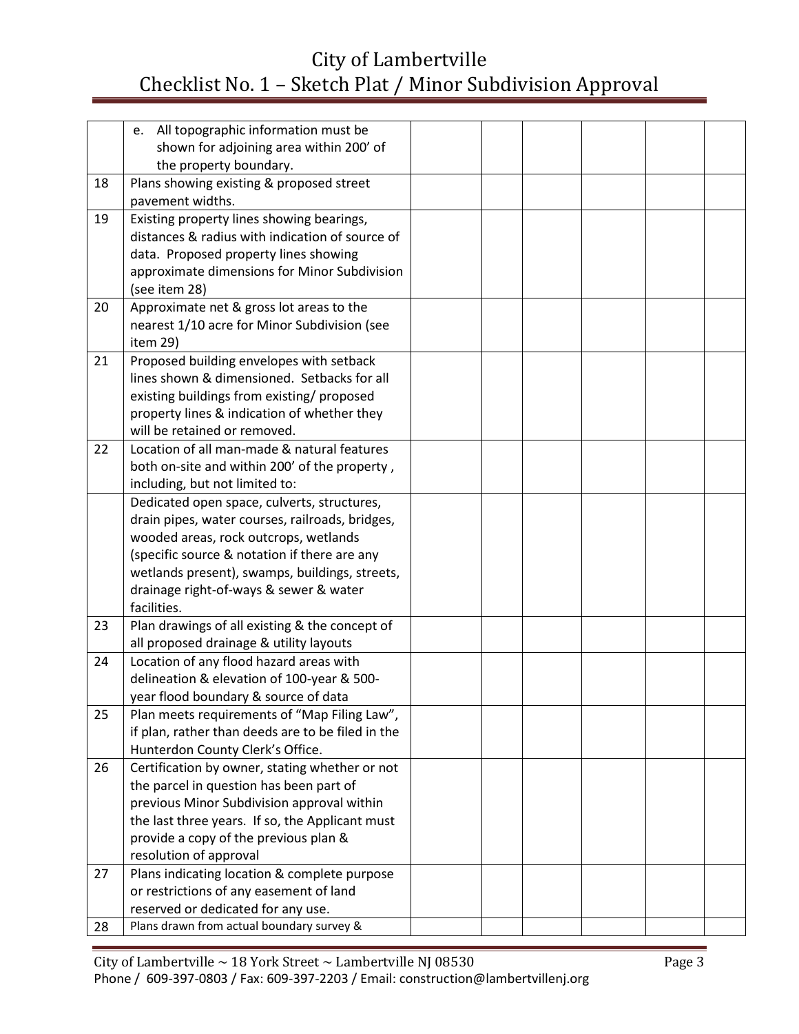# City of Lambertville
## Checklist No. 1 – Sketch Plat / Minor Subdivision Approval

| | | | | | | | |
|---|---|---|---|---|---|---|---|
| | e. All topographic information must be shown for adjoining area within 200' of the property boundary. | | | | | | |
| 18 | Plans showing existing & proposed street pavement widths. | | | | | | |
| 19 | Existing property lines showing bearings, distances & radius with indication of source of data. Proposed property lines showing approximate dimensions for Minor Subdivision (see item 28) | | | | | | |
| 20 | Approximate net & gross lot areas to the nearest 1/10 acre for Minor Subdivision (see item 29) | | | | | | |
| 21 | Proposed building envelopes with setback lines shown & dimensioned. Setbacks for all existing buildings from existing/ proposed property lines & indication of whether they will be retained or removed. | | | | | | |
| 22 | Location of all man-made & natural features both on-site and within 200' of the property , including, but not limited to: | | | | | | |
| | Dedicated open space, culverts, structures, drain pipes, water courses, railroads, bridges, wooded areas, rock outcrops, wetlands (specific source & notation if there are any wetlands present), swamps, buildings, streets, drainage right-of-ways & sewer & water facilities. | | | | | | |
| 23 | Plan drawings of all existing & the concept of all proposed drainage & utility layouts | | | | | | |
| 24 | Location of any flood hazard areas with delineation & elevation of 100-year & 500-year flood boundary & source of data | | | | | | |
| 25 | Plan meets requirements of "Map Filing Law", if plan, rather than deeds are to be filed in the Hunterdon County Clerk's Office. | | | | | | |
| 26 | Certification by owner, stating whether or not the parcel in question has been part of previous Minor Subdivision approval within the last three years. If so, the Applicant must provide a copy of the previous plan & resolution of approval | | | | | | |
| 27 | Plans indicating location & complete purpose or restrictions of any easement of land reserved or dedicated for any use. | | | | | | |
| 28 | Plans drawn from actual boundary survey & | | | | | | |

City of Lambertville ~ 18 York Street ~ Lambertville NJ 08530
Phone / 609-397-0803 / Fax: 609-397-2203 / Email: construction@lambertvillenj.org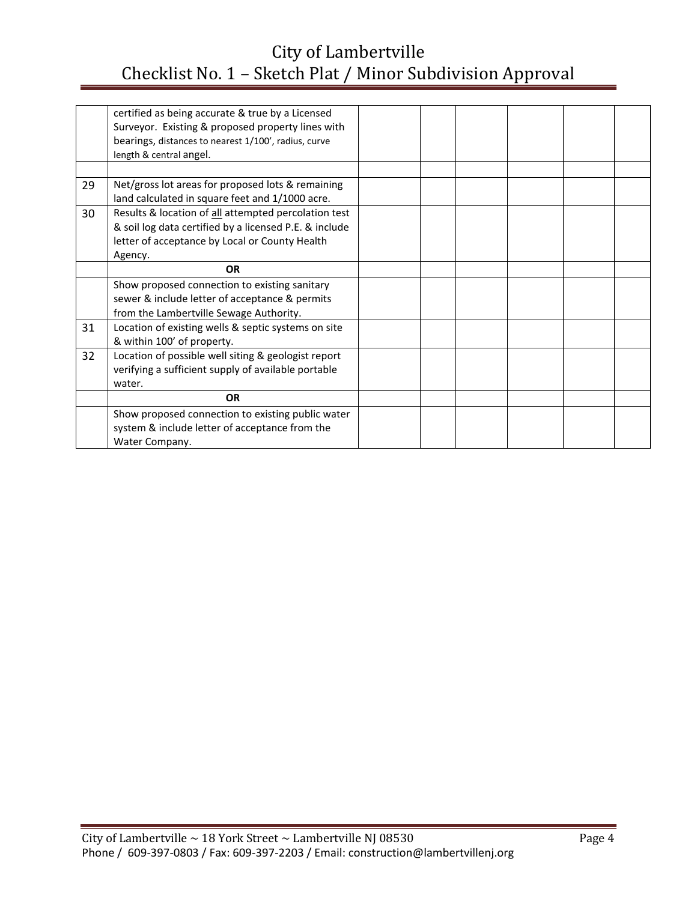| | | | | | | | |
|---|---|---|---|---|---|---|---|
| | certified as being accurate & true by a Licensed Surveyor. Existing & proposed property lines with bearings, distances to nearest 1/100', radius, curve length & central angel. | | | | | | |
| | | | | | | | |
| 29 | Net/gross lot areas for proposed lots & remaining land calculated in square feet and 1/1000 acre. | | | | | | |
| 30 | Results & location of all attempted percolation test & soil log data certified by a licensed P.E. & include letter of acceptance by Local or County Health Agency. | | | | | | |
| | **OR** | | | | | | |
| | Show proposed connection to existing sanitary sewer & include letter of acceptance & permits from the Lambertville Sewage Authority. | | | | | | |
| 31 | Location of existing wells & septic systems on site & within 100' of property. | | | | | | |
| 32 | Location of possible well siting & geologist report verifying a sufficient supply of available portable water. | | | | | | |
| | **OR** | | | | | | |
| | Show proposed connection to existing public water system & include letter of acceptance from the Water Company. | | | | | | |